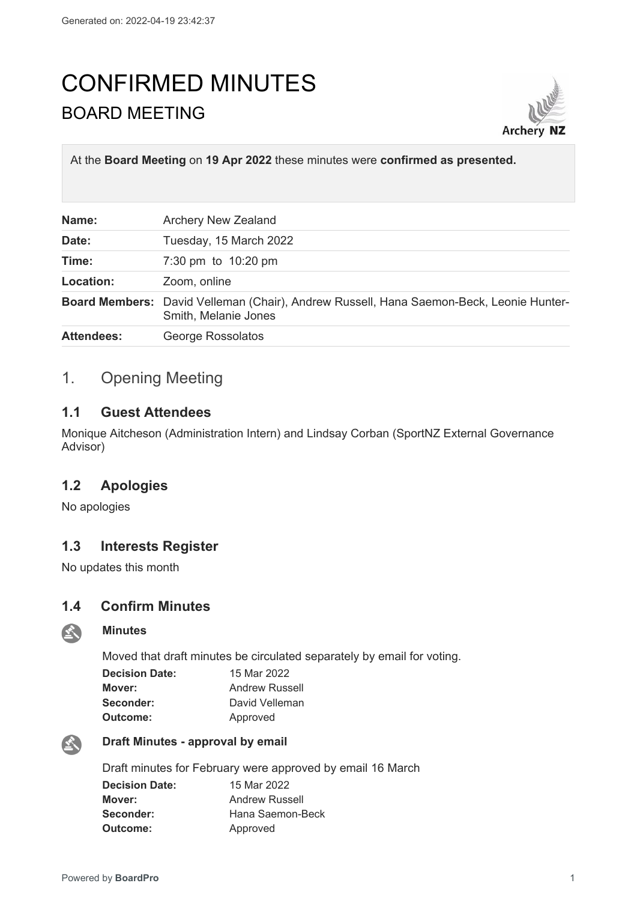# CONFIRMED MINUTES

## BOARD MEETING

At the **Board Meeting** on **19 Apr 2022** these minutes were **confirmed as presented.**

| | |
|---|---|
| **Name:** | Archery New Zealand |
| **Date:** | Tuesday, 15 March 2022 |
| **Time:** | 7:30 pm to 10:20 pm |
| **Location:** | Zoom, online |
| **Board Members:** | David Velleman (Chair), Andrew Russell, Hana Saemon-Beck, Leonie Hunter-Smith, Melanie Jones |
| **Attendees:** | George Rossolatos |

## 1. Opening Meeting

### 1.1 Guest Attendees

Monique Aitcheson (Administration Intern) and Lindsay Corban (SportNZ External Governance Advisor)

### 1.2 Apologies

No apologies

### 1.3 Interests Register

No updates this month

### 1.4 Confirm Minutes

**Minutes**

Moved that draft minutes be circulated separately by email for voting.

| | |
|---|---|
| **Decision Date:** | 15 Mar 2022 |
| **Mover:** | Andrew Russell |
| **Seconder:** | David Velleman |
| **Outcome:** | Approved |

**Draft Minutes - approval by email**

Draft minutes for February were approved by email 16 March

| | |
|---|---|
| **Decision Date:** | 15 Mar 2022 |
| **Mover:** | Andrew Russell |
| **Seconder:** | Hana Saemon-Beck |
| **Outcome:** | Approved |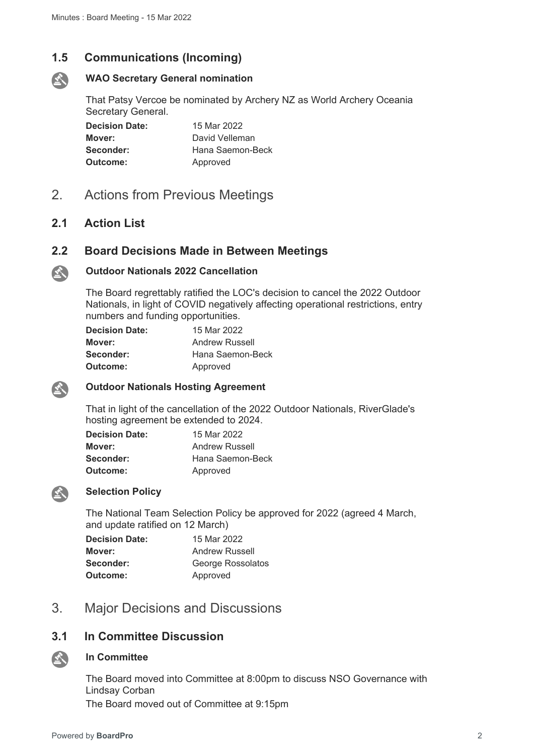## 1.5 Communications (Incoming)

**WAO Secretary General nomination**

That Patsy Vercoe be nominated by Archery NZ as World Archery Oceania Secretary General.

**Decision Date:** 15 Mar 2022
**Mover:** David Velleman
**Seconder:** Hana Saemon-Beck
**Outcome:** Approved

# 2. Actions from Previous Meetings

## 2.1 Action List

## 2.2 Board Decisions Made in Between Meetings

**Outdoor Nationals 2022 Cancellation**

The Board regrettably ratified the LOC's decision to cancel the 2022 Outdoor Nationals, in light of COVID negatively affecting operational restrictions, entry numbers and funding opportunities.

**Decision Date:** 15 Mar 2022
**Mover:** Andrew Russell
**Seconder:** Hana Saemon-Beck
**Outcome:** Approved

**Outdoor Nationals Hosting Agreement**

That in light of the cancellation of the 2022 Outdoor Nationals, RiverGlade's hosting agreement be extended to 2024.

**Decision Date:** 15 Mar 2022
**Mover:** Andrew Russell
**Seconder:** Hana Saemon-Beck
**Outcome:** Approved

**Selection Policy**

The National Team Selection Policy be approved for 2022 (agreed 4 March, and update ratified on 12 March)

**Decision Date:** 15 Mar 2022
**Mover:** Andrew Russell
**Seconder:** George Rossolatos
**Outcome:** Approved

# 3. Major Decisions and Discussions

## 3.1 In Committee Discussion

**In Committee**

The Board moved into Committee at 8:00pm to discuss NSO Governance with Lindsay Corban

The Board moved out of Committee at 9:15pm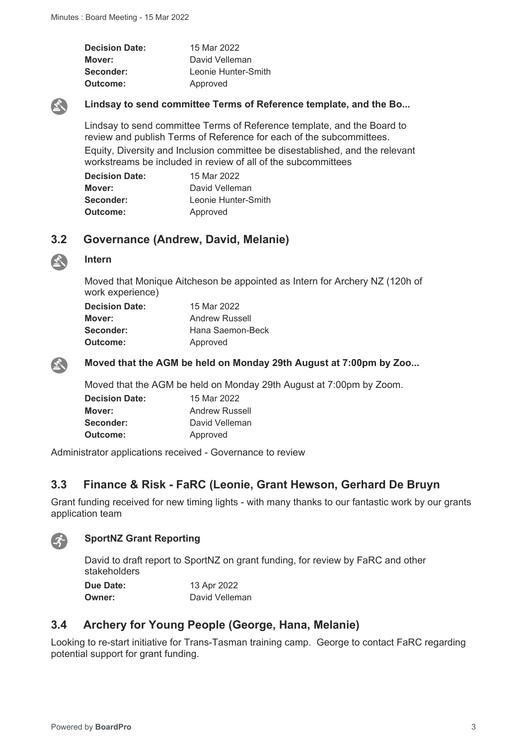**Decision Date:** 15 Mar 2022
**Mover:** David Velleman
**Seconder:** Leonie Hunter-Smith
**Outcome:** Approved

**Lindsay to send committee Terms of Reference template, and the Bo...**

Lindsay to send committee Terms of Reference template, and the Board to review and publish Terms of Reference for each of the subcommittees.

Equity, Diversity and Inclusion committee be disestablished, and the relevant workstreams be included in review of all of the subcommittees

**Decision Date:** 15 Mar 2022
**Mover:** David Velleman
**Seconder:** Leonie Hunter-Smith
**Outcome:** Approved

## 3.2 Governance (Andrew, David, Melanie)

**Intern**

Moved that Monique Aitcheson be appointed as Intern for Archery NZ (120h of work experience)

**Decision Date:** 15 Mar 2022
**Mover:** Andrew Russell
**Seconder:** Hana Saemon-Beck
**Outcome:** Approved

**Moved that the AGM be held on Monday 29th August at 7:00pm by Zoo...**

Moved that the AGM be held on Monday 29th August at 7:00pm by Zoom.

**Decision Date:** 15 Mar 2022
**Mover:** Andrew Russell
**Seconder:** David Velleman
**Outcome:** Approved

Administrator applications received - Governance to review

## 3.3 Finance & Risk - FaRC (Leonie, Grant Hewson, Gerhard De Bruyn

Grant funding received for new timing lights - with many thanks to our fantastic work by our grants application team

**SportNZ Grant Reporting**

David to draft report to SportNZ on grant funding, for review by FaRC and other stakeholders

**Due Date:** 13 Apr 2022
**Owner:** David Velleman

## 3.4 Archery for Young People (George, Hana, Melanie)

Looking to re-start initiative for Trans-Tasman training camp. George to contact FaRC regarding potential support for grant funding.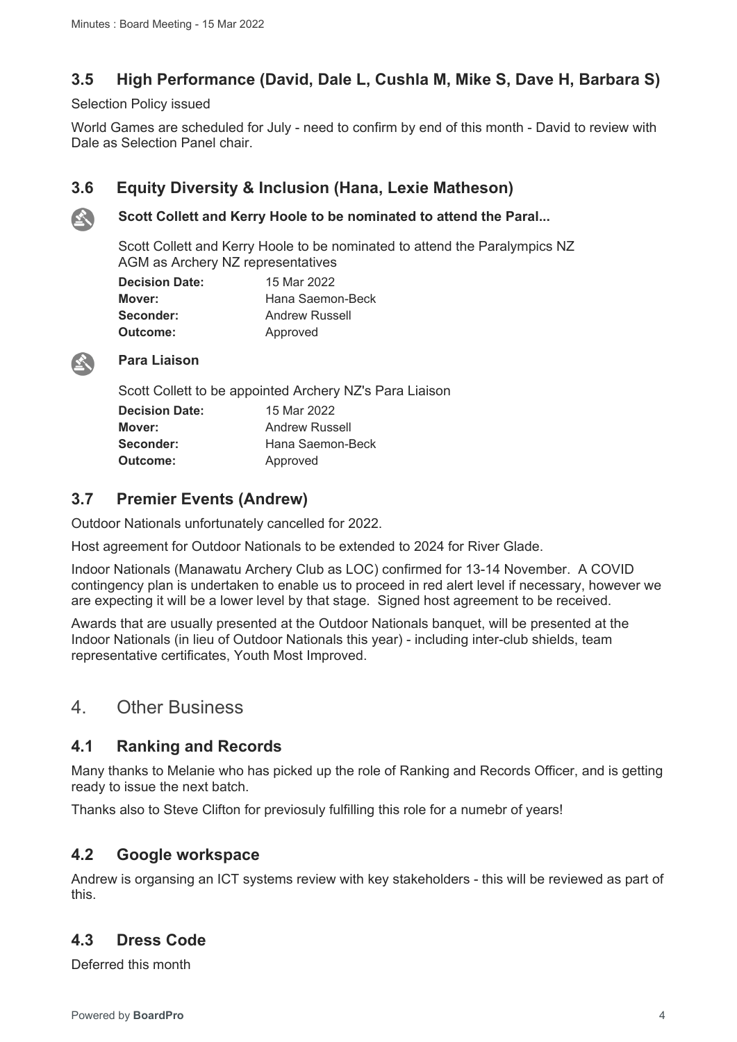## 3.5 High Performance (David, Dale L, Cushla M, Mike S, Dave H, Barbara S)

Selection Policy issued

World Games are scheduled for July - need to confirm by end of this month - David to review with Dale as Selection Panel chair.

## 3.6 Equity Diversity & Inclusion (Hana, Lexie Matheson)

**Scott Collett and Kerry Hoole to be nominated to attend the Paral...**

Scott Collett and Kerry Hoole to be nominated to attend the Paralympics NZ AGM as Archery NZ representatives

| | |
|---|---|
| **Decision Date:** | 15 Mar 2022 |
| **Mover:** | Hana Saemon-Beck |
| **Seconder:** | Andrew Russell |
| **Outcome:** | Approved |

**Para Liaison**

Scott Collett to be appointed Archery NZ's Para Liaison

| | |
|---|---|
| **Decision Date:** | 15 Mar 2022 |
| **Mover:** | Andrew Russell |
| **Seconder:** | Hana Saemon-Beck |
| **Outcome:** | Approved |

## 3.7 Premier Events (Andrew)

Outdoor Nationals unfortunately cancelled for 2022.

Host agreement for Outdoor Nationals to be extended to 2024 for River Glade.

Indoor Nationals (Manawatu Archery Club as LOC) confirmed for 13-14 November. A COVID contingency plan is undertaken to enable us to proceed in red alert level if necessary, however we are expecting it will be a lower level by that stage. Signed host agreement to be received.

Awards that are usually presented at the Outdoor Nationals banquet, will be presented at the Indoor Nationals (in lieu of Outdoor Nationals this year) - including inter-club shields, team representative certificates, Youth Most Improved.

# 4. Other Business

## 4.1 Ranking and Records

Many thanks to Melanie who has picked up the role of Ranking and Records Officer, and is getting ready to issue the next batch.

Thanks also to Steve Clifton for previosuly fulfilling this role for a numebr of years!

## 4.2 Google workspace

Andrew is organsing an ICT systems review with key stakeholders - this will be reviewed as part of this.

## 4.3 Dress Code

Deferred this month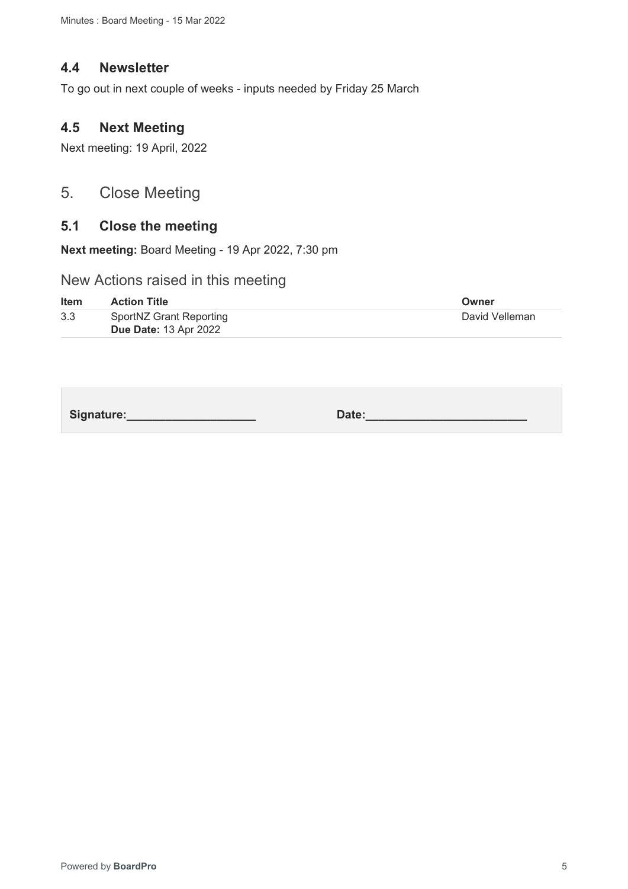### 4.4 Newsletter

To go out in next couple of weeks - inputs needed by Friday 25 March

### 4.5 Next Meeting

Next meeting: 19 April, 2022

## 5. Close Meeting

### 5.1 Close the meeting

**Next meeting:** Board Meeting - 19 Apr 2022, 7:30 pm

## New Actions raised in this meeting

| Item | Action Title | Owner |
|---|---|---|
| 3.3 | SportNZ Grant Reporting<br>**Due Date:** 13 Apr 2022 | David Velleman |

**Signature:___________________** **Date:________________________**